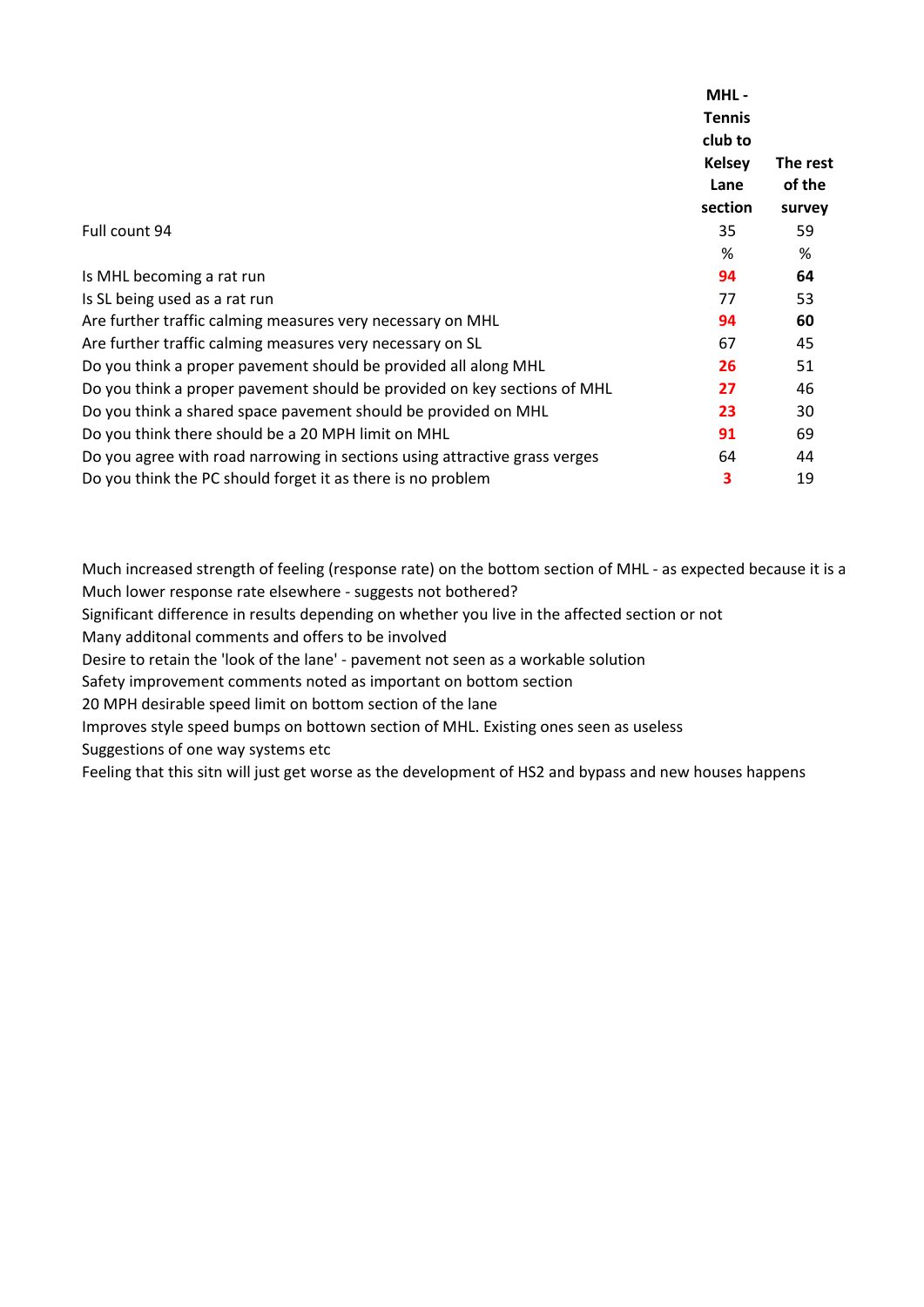| | MHL - Tennis club to Kelsey Lane section | The rest of the survey |
|---|---|---|
| Full count 94 | 35 | 59 |
| | % | % |
| Is MHL becoming a rat run | **94** | **64** |
| Is SL being used as a rat run | 77 | 53 |
| Are further traffic calming measures very necessary on MHL | **94** | **60** |
| Are further traffic calming measures very necessary on SL | 67 | 45 |
| Do you think a proper pavement should be provided all along MHL | **26** | 51 |
| Do you think a proper pavement should be provided on key sections of MHL | **27** | 46 |
| Do you think a shared space pavement should be provided on MHL | **23** | 30 |
| Do you think there should be a 20 MPH limit on MHL | **91** | 69 |
| Do you agree with road narrowing in sections using attractive grass verges | 64 | 44 |
| Do you think the PC should forget it as there is no problem | **3** | 19 |

Much increased strength of feeling (response rate) on the bottom section of MHL - as expected because it is a

Much lower response rate elsewhere - suggests not bothered?

Significant difference in results depending on whether you live in the affected section or not

Many additonal comments and offers to be involved

Desire to retain the 'look of the lane' - pavement not seen as a workable solution

Safety improvement comments noted as important on bottom section

20 MPH desirable speed limit on bottom section of the lane

Improves style speed bumps on bottown section of MHL. Existing ones seen as useless

Suggestions of one way systems etc

Feeling that this sitn will just get worse as the development of HS2 and bypass and new houses happens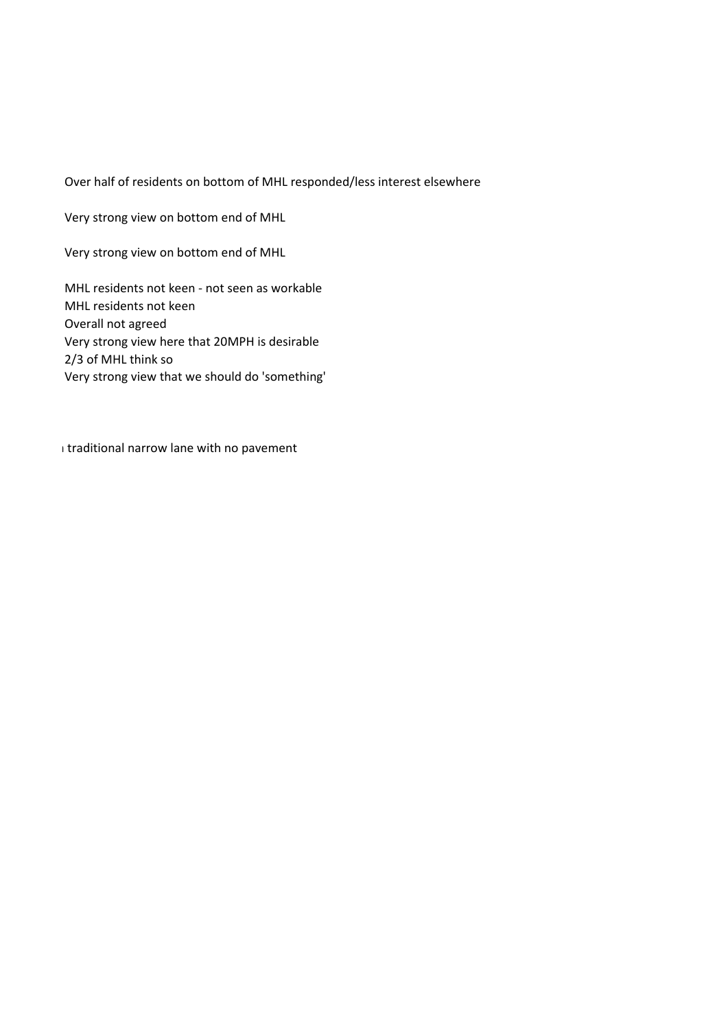Over half of residents on bottom of MHL responded/less interest elsewhere

Very strong view on bottom end of MHL

Very strong view on bottom end of MHL

MHL residents not keen - not seen as workable
MHL residents not keen
Overall not agreed
Very strong view here that 20MPH is desirable
2/3 of MHL think so
Very strong view that we should do 'something'

traditional narrow lane with no pavement